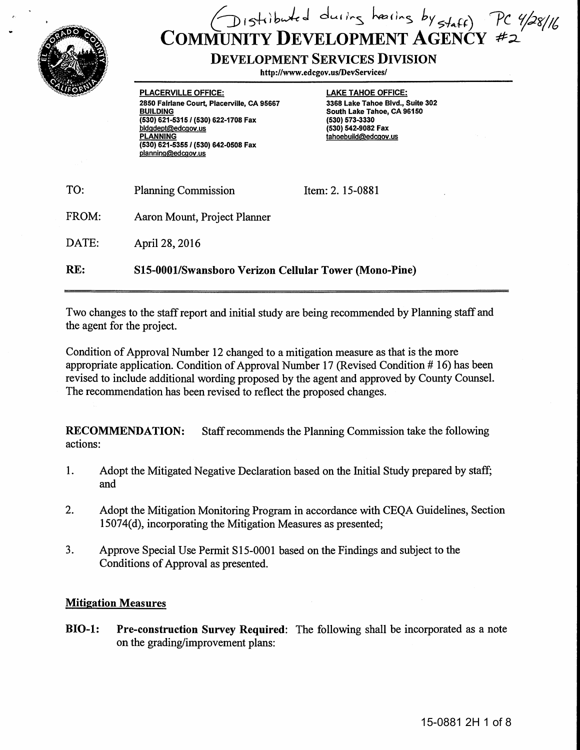(Distributed during hearing by staff) PC 4/28/16

# COMMUNITY DEVELOPMENT AGENCY #2

## DEVELOPMENT SERVICES DIVISION

http://www.edcgov.us/DevServices/

**PLACERVILLE OFFICE:**
2850 Fairlane Court, Placerville, CA 95667
BUILDING
(530) 621-5315 / (530) 622-1708 Fax
bldgdept@edcgov.us
PLANNING
(530) 621-5355 / (530) 642-0508 Fax
planning@edcgov.us

**LAKE TAHOE OFFICE:**
3368 Lake Tahoe Blvd., Suite 302
South Lake Tahoe, CA 96150
(530) 573-3330
(530) 542-9082 Fax
tahoebuild@edcgov.us

TO: Planning Commission Item: 2. 15-0881

FROM: Aaron Mount, Project Planner

DATE: April 28, 2016

**RE: S15-0001/Swansboro Verizon Cellular Tower (Mono-Pine)**

---

Two changes to the staff report and initial study are being recommended by Planning staff and the agent for the project.

Condition of Approval Number 12 changed to a mitigation measure as that is the more appropriate application. Condition of Approval Number 17 (Revised Condition # 16) has been revised to include additional wording proposed by the agent and approved by County Counsel. The recommendation has been revised to reflect the proposed changes.

**RECOMMENDATION:** Staff recommends the Planning Commission take the following actions:

1. Adopt the Mitigated Negative Declaration based on the Initial Study prepared by staff; and

2. Adopt the Mitigation Monitoring Program in accordance with CEQA Guidelines, Section 15074(d), incorporating the Mitigation Measures as presented;

3. Approve Special Use Permit S15-0001 based on the Findings and subject to the Conditions of Approval as presented.

**Mitigation Measures**

**BIO-1: Pre-construction Survey Required**: The following shall be incorporated as a note on the grading/improvement plans: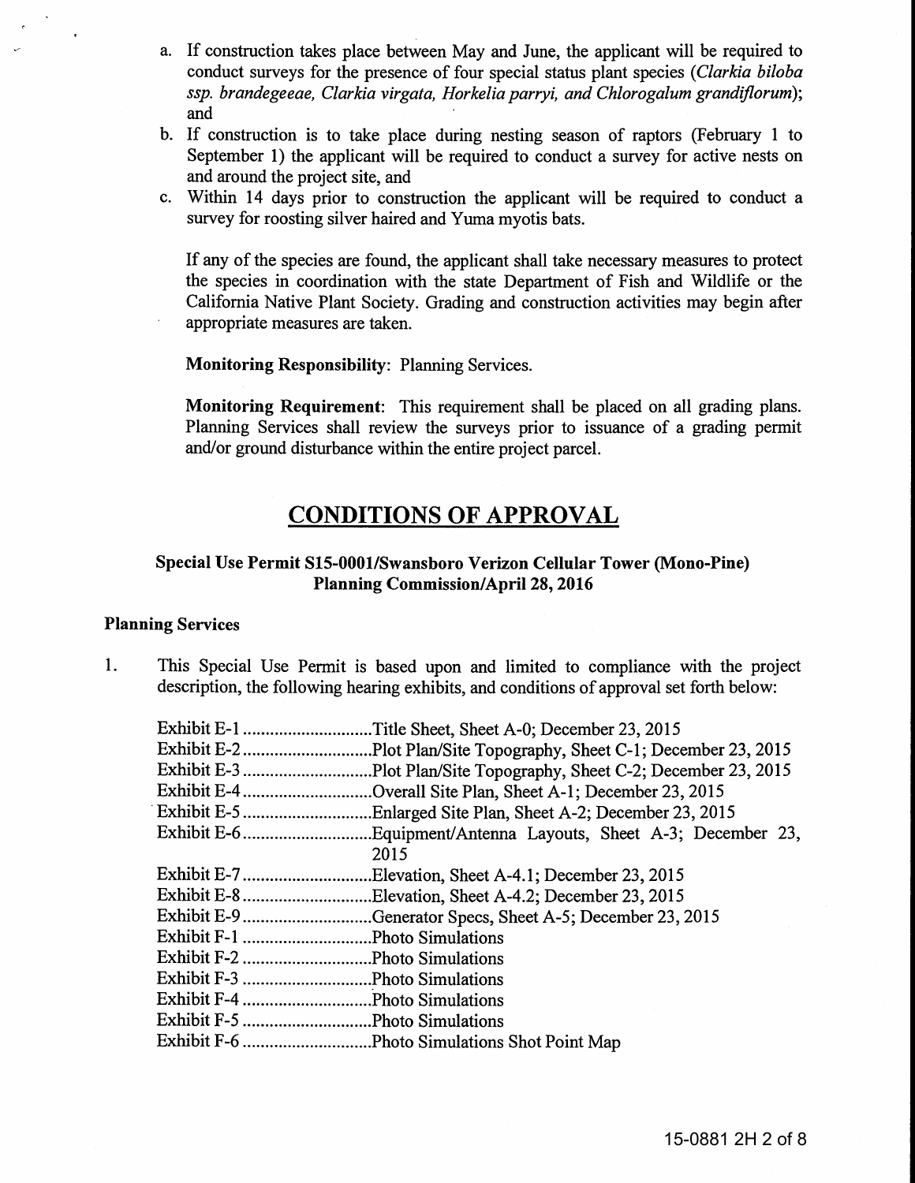a. If construction takes place between May and June, the applicant will be required to conduct surveys for the presence of four special status plant species (*Clarkia biloba ssp. brandegeeae, Clarkia virgata, Horkelia parryi, and Chlorogalum grandiflorum*); and
b. If construction is to take place during nesting season of raptors (February 1 to September 1) the applicant will be required to conduct a survey for active nests on and around the project site, and
c. Within 14 days prior to construction the applicant will be required to conduct a survey for roosting silver haired and Yuma myotis bats.

If any of the species are found, the applicant shall take necessary measures to protect the species in coordination with the state Department of Fish and Wildlife or the California Native Plant Society. Grading and construction activities may begin after appropriate measures are taken.

**Monitoring Responsibility**: Planning Services.

**Monitoring Requirement**: This requirement shall be placed on all grading plans. Planning Services shall review the surveys prior to issuance of a grading permit and/or ground disturbance within the entire project parcel.

# CONDITIONS OF APPROVAL

**Special Use Permit S15-0001/Swansboro Verizon Cellular Tower (Mono-Pine)**
**Planning Commission/April 28, 2016**

### Planning Services

1. This Special Use Permit is based upon and limited to compliance with the project description, the following hearing exhibits, and conditions of approval set forth below:

Exhibit E-1 ............................Title Sheet, Sheet A-0; December 23, 2015
Exhibit E-2 ............................Plot Plan/Site Topography, Sheet C-1; December 23, 2015
Exhibit E-3 ............................Plot Plan/Site Topography, Sheet C-2; December 23, 2015
Exhibit E-4 ............................Overall Site Plan, Sheet A-1; December 23, 2015
Exhibit E-5 ............................Enlarged Site Plan, Sheet A-2; December 23, 2015
Exhibit E-6 ............................Equipment/Antenna Layouts, Sheet A-3; December 23, 2015
Exhibit E-7 ............................Elevation, Sheet A-4.1; December 23, 2015
Exhibit E-8 ............................Elevation, Sheet A-4.2; December 23, 2015
Exhibit E-9 ............................Generator Specs, Sheet A-5; December 23, 2015
Exhibit F-1 ............................Photo Simulations
Exhibit F-2 ............................Photo Simulations
Exhibit F-3 ............................Photo Simulations
Exhibit F-4 ............................Photo Simulations
Exhibit F-5 ............................Photo Simulations
Exhibit F-6 ............................Photo Simulations Shot Point Map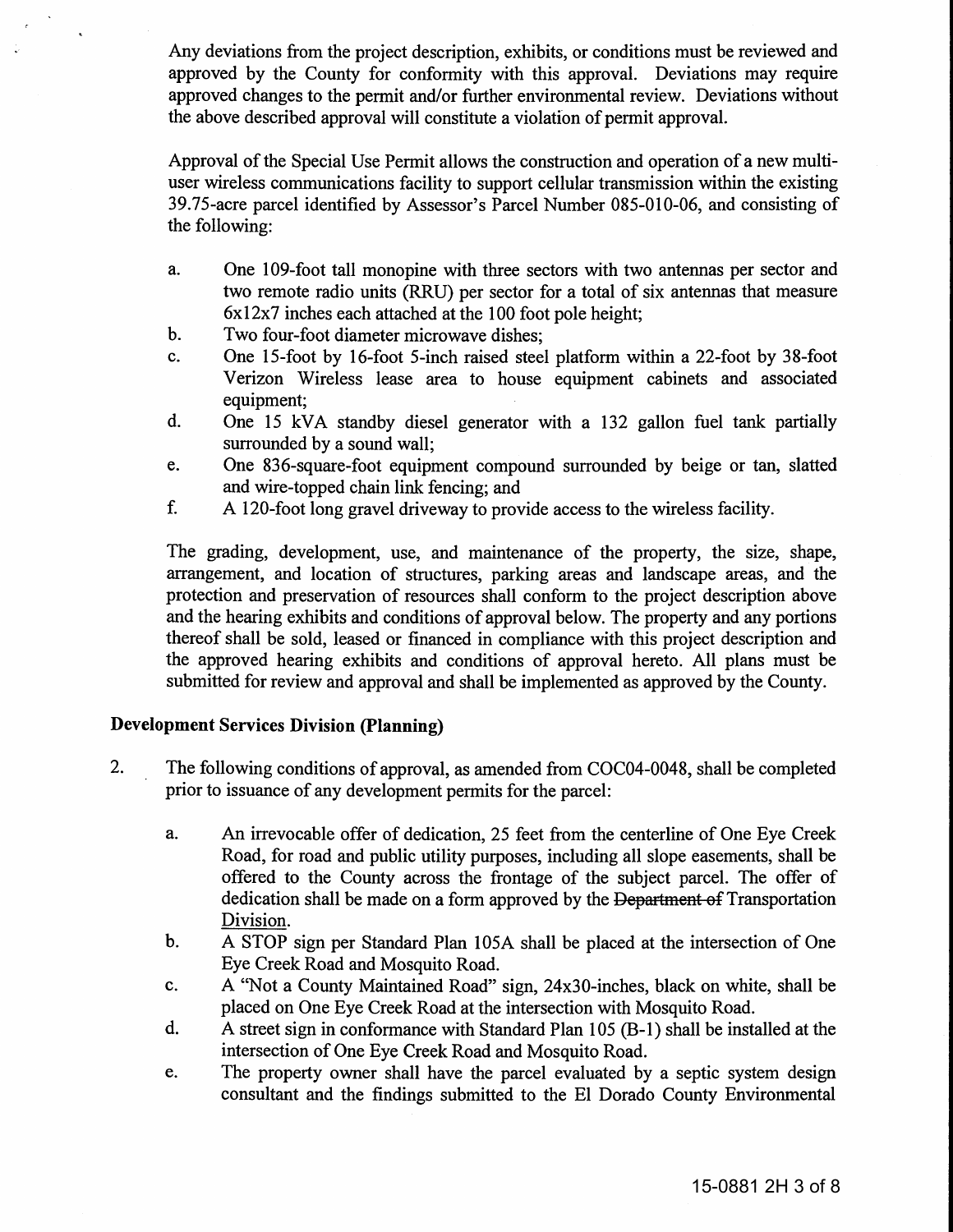Any deviations from the project description, exhibits, or conditions must be reviewed and approved by the County for conformity with this approval. Deviations may require approved changes to the permit and/or further environmental review. Deviations without the above described approval will constitute a violation of permit approval.

Approval of the Special Use Permit allows the construction and operation of a new multi-user wireless communications facility to support cellular transmission within the existing 39.75-acre parcel identified by Assessor's Parcel Number 085-010-06, and consisting of the following:

a. One 109-foot tall monopine with three sectors with two antennas per sector and two remote radio units (RRU) per sector for a total of six antennas that measure 6x12x7 inches each attached at the 100 foot pole height;
b. Two four-foot diameter microwave dishes;
c. One 15-foot by 16-foot 5-inch raised steel platform within a 22-foot by 38-foot Verizon Wireless lease area to house equipment cabinets and associated equipment;
d. One 15 kVA standby diesel generator with a 132 gallon fuel tank partially surrounded by a sound wall;
e. One 836-square-foot equipment compound surrounded by beige or tan, slatted and wire-topped chain link fencing; and
f. A 120-foot long gravel driveway to provide access to the wireless facility.

The grading, development, use, and maintenance of the property, the size, shape, arrangement, and location of structures, parking areas and landscape areas, and the protection and preservation of resources shall conform to the project description above and the hearing exhibits and conditions of approval below. The property and any portions thereof shall be sold, leased or financed in compliance with this project description and the approved hearing exhibits and conditions of approval hereto. All plans must be submitted for review and approval and shall be implemented as approved by the County.

**Development Services Division (Planning)**

2. The following conditions of approval, as amended from COC04-0048, shall be completed prior to issuance of any development permits for the parcel:

   a. An irrevocable offer of dedication, 25 feet from the centerline of One Eye Creek Road, for road and public utility purposes, including all slope easements, shall be offered to the County across the frontage of the subject parcel. The offer of dedication shall be made on a form approved by the ~~Department of~~ Transportation Division.
   b. A STOP sign per Standard Plan 105A shall be placed at the intersection of One Eye Creek Road and Mosquito Road.
   c. A "Not a County Maintained Road" sign, 24x30-inches, black on white, shall be placed on One Eye Creek Road at the intersection with Mosquito Road.
   d. A street sign in conformance with Standard Plan 105 (B-1) shall be installed at the intersection of One Eye Creek Road and Mosquito Road.
   e. The property owner shall have the parcel evaluated by a septic system design consultant and the findings submitted to the El Dorado County Environmental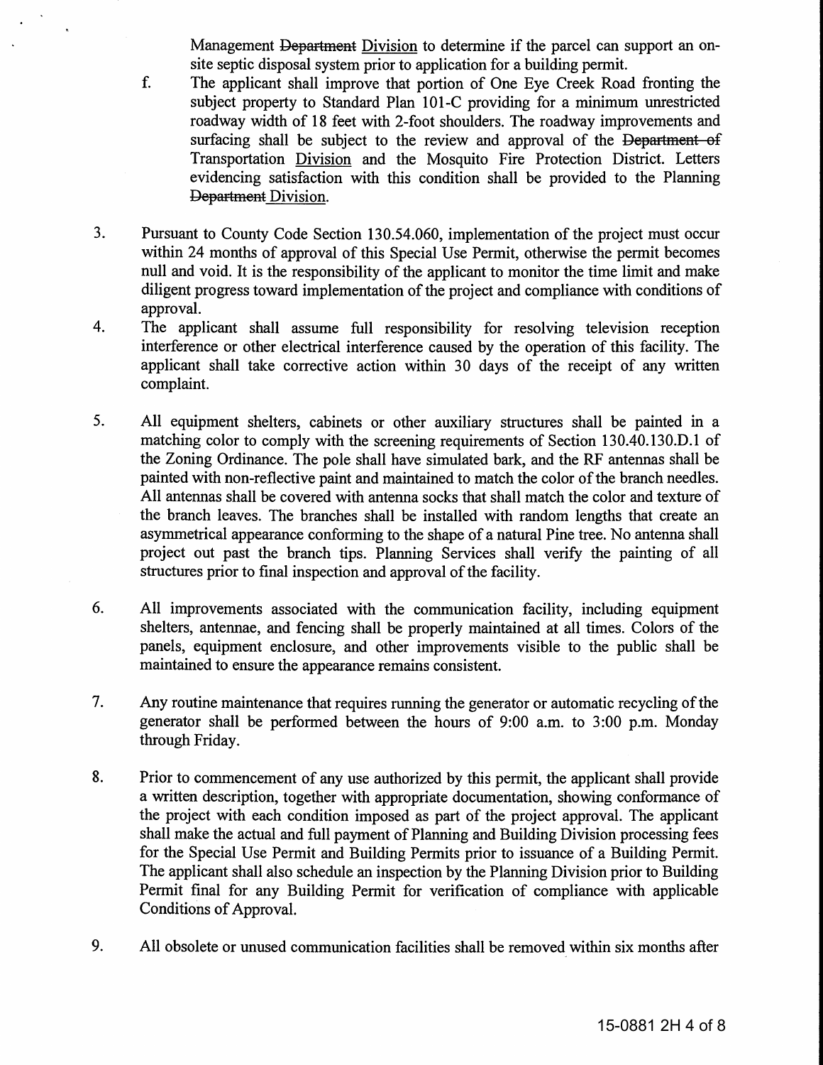Management ~~Department~~ Division to determine if the parcel can support an on-site septic disposal system prior to application for a building permit.

f. The applicant shall improve that portion of One Eye Creek Road fronting the subject property to Standard Plan 101-C providing for a minimum unrestricted roadway width of 18 feet with 2-foot shoulders. The roadway improvements and surfacing shall be subject to the review and approval of the ~~Department of~~ Transportation Division and the Mosquito Fire Protection District. Letters evidencing satisfaction with this condition shall be provided to the Planning ~~Department~~ Division.

3. Pursuant to County Code Section 130.54.060, implementation of the project must occur within 24 months of approval of this Special Use Permit, otherwise the permit becomes null and void. It is the responsibility of the applicant to monitor the time limit and make diligent progress toward implementation of the project and compliance with conditions of approval.

4. The applicant shall assume full responsibility for resolving television reception interference or other electrical interference caused by the operation of this facility. The applicant shall take corrective action within 30 days of the receipt of any written complaint.

5. All equipment shelters, cabinets or other auxiliary structures shall be painted in a matching color to comply with the screening requirements of Section 130.40.130.D.1 of the Zoning Ordinance. The pole shall have simulated bark, and the RF antennas shall be painted with non-reflective paint and maintained to match the color of the branch needles. All antennas shall be covered with antenna socks that shall match the color and texture of the branch leaves. The branches shall be installed with random lengths that create an asymmetrical appearance conforming to the shape of a natural Pine tree. No antenna shall project out past the branch tips. Planning Services shall verify the painting of all structures prior to final inspection and approval of the facility.

6. All improvements associated with the communication facility, including equipment shelters, antennae, and fencing shall be properly maintained at all times. Colors of the panels, equipment enclosure, and other improvements visible to the public shall be maintained to ensure the appearance remains consistent.

7. Any routine maintenance that requires running the generator or automatic recycling of the generator shall be performed between the hours of 9:00 a.m. to 3:00 p.m. Monday through Friday.

8. Prior to commencement of any use authorized by this permit, the applicant shall provide a written description, together with appropriate documentation, showing conformance of the project with each condition imposed as part of the project approval. The applicant shall make the actual and full payment of Planning and Building Division processing fees for the Special Use Permit and Building Permits prior to issuance of a Building Permit. The applicant shall also schedule an inspection by the Planning Division prior to Building Permit final for any Building Permit for verification of compliance with applicable Conditions of Approval.

9. All obsolete or unused communication facilities shall be removed within six months after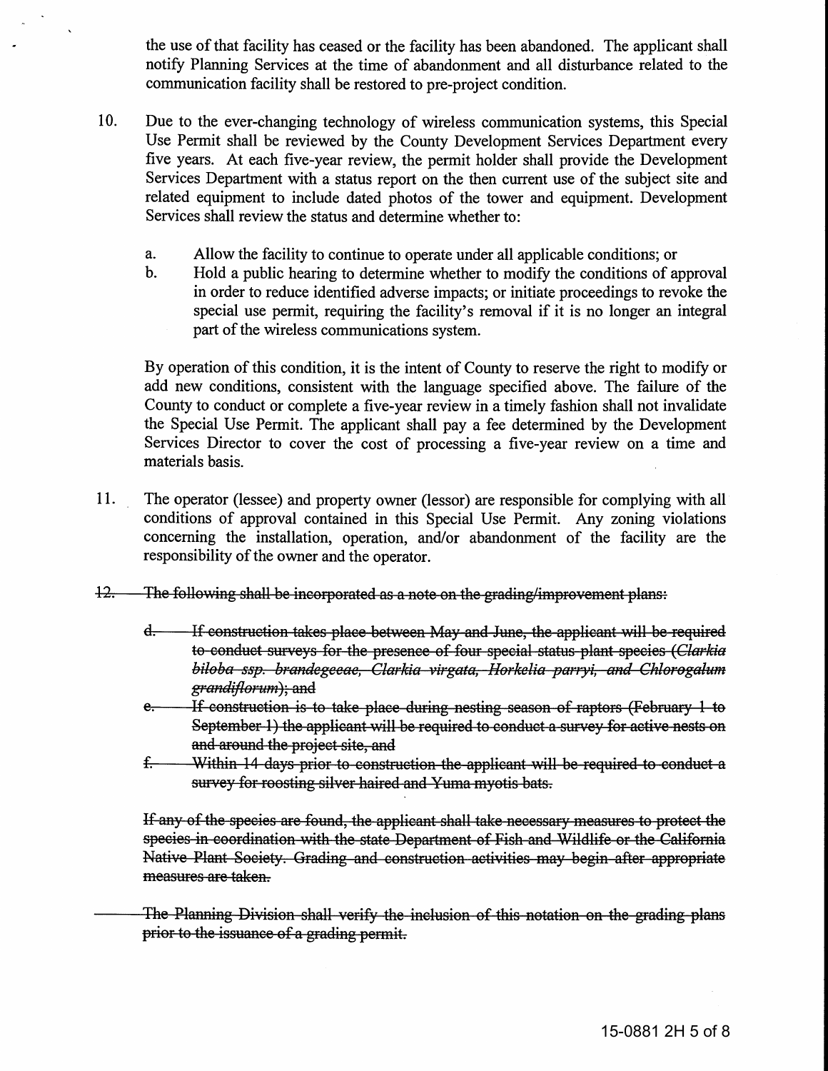the use of that facility has ceased or the facility has been abandoned. The applicant shall notify Planning Services at the time of abandonment and all disturbance related to the communication facility shall be restored to pre-project condition.

10. Due to the ever-changing technology of wireless communication systems, this Special Use Permit shall be reviewed by the County Development Services Department every five years. At each five-year review, the permit holder shall provide the Development Services Department with a status report on the then current use of the subject site and related equipment to include dated photos of the tower and equipment. Development Services shall review the status and determine whether to:

    a. Allow the facility to continue to operate under all applicable conditions; or
    b. Hold a public hearing to determine whether to modify the conditions of approval in order to reduce identified adverse impacts; or initiate proceedings to revoke the special use permit, requiring the facility's removal if it is no longer an integral part of the wireless communications system.

    By operation of this condition, it is the intent of County to reserve the right to modify or add new conditions, consistent with the language specified above. The failure of the County to conduct or complete a five-year review in a timely fashion shall not invalidate the Special Use Permit. The applicant shall pay a fee determined by the Development Services Director to cover the cost of processing a five-year review on a time and materials basis.

11. The operator (lessee) and property owner (lessor) are responsible for complying with all conditions of approval contained in this Special Use Permit. Any zoning violations concerning the installation, operation, and/or abandonment of the facility are the responsibility of the owner and the operator.

~~12. The following shall be incorporated as a note on the grading/improvement plans:~~

    ~~d. If construction takes place between May and June, the applicant will be required to conduct surveys for the presence of four special status plant species (*Clarkia biloba ssp. brandegeeae, Clarkia virgata, Horkelia parryi, and Chlorogalum grandiflorum*); and~~
    ~~e. If construction is to take place during nesting season of raptors (February 1 to September 1) the applicant will be required to conduct a survey for active nests on and around the project site, and~~
    ~~f. Within 14 days prior to construction the applicant will be required to conduct a survey for roosting silver haired and Yuma myotis bats.~~

    ~~If any of the species are found, the applicant shall take necessary measures to protect the species in coordination with the state Department of Fish and Wildlife or the California Native Plant Society. Grading and construction activities may begin after appropriate measures are taken.~~

    ~~The Planning Division shall verify the inclusion of this notation on the grading plans prior to the issuance of a grading permit.~~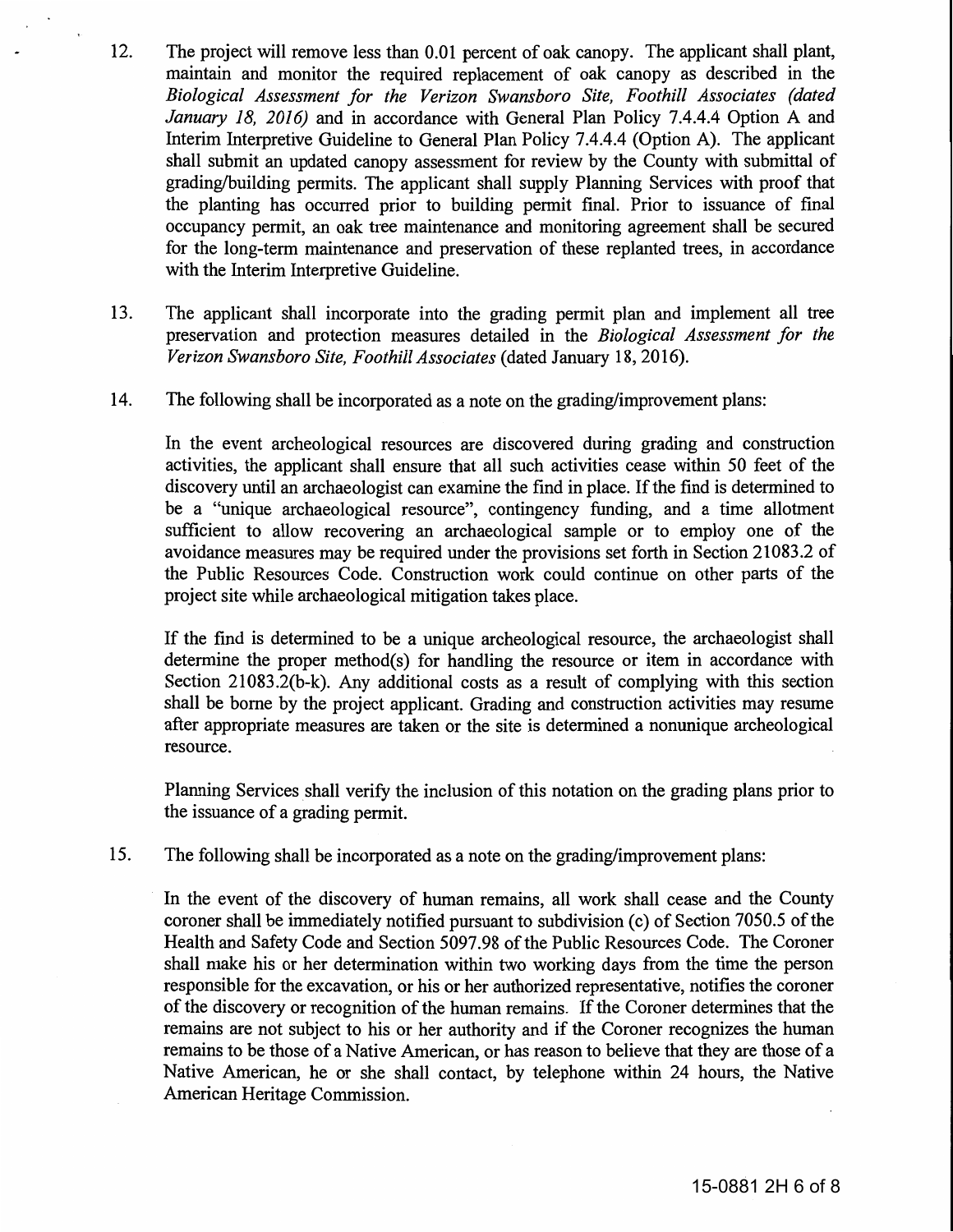12. The project will remove less than 0.01 percent of oak canopy. The applicant shall plant, maintain and monitor the required replacement of oak canopy as described in the *Biological Assessment for the Verizon Swansboro Site, Foothill Associates (dated January 18, 2016)* and in accordance with General Plan Policy 7.4.4.4 Option A and Interim Interpretive Guideline to General Plan Policy 7.4.4.4 (Option A). The applicant shall submit an updated canopy assessment for review by the County with submittal of grading/building permits. The applicant shall supply Planning Services with proof that the planting has occurred prior to building permit final. Prior to issuance of final occupancy permit, an oak tree maintenance and monitoring agreement shall be secured for the long-term maintenance and preservation of these replanted trees, in accordance with the Interim Interpretive Guideline.

13. The applicant shall incorporate into the grading permit plan and implement all tree preservation and protection measures detailed in the *Biological Assessment for the Verizon Swansboro Site, Foothill Associates* (dated January 18, 2016).

14. The following shall be incorporated as a note on the grading/improvement plans:

    In the event archeological resources are discovered during grading and construction activities, the applicant shall ensure that all such activities cease within 50 feet of the discovery until an archaeologist can examine the find in place. If the find is determined to be a "unique archaeological resource", contingency funding, and a time allotment sufficient to allow recovering an archaeological sample or to employ one of the avoidance measures may be required under the provisions set forth in Section 21083.2 of the Public Resources Code. Construction work could continue on other parts of the project site while archaeological mitigation takes place.

    If the find is determined to be a unique archeological resource, the archaeologist shall determine the proper method(s) for handling the resource or item in accordance with Section 21083.2(b-k). Any additional costs as a result of complying with this section shall be borne by the project applicant. Grading and construction activities may resume after appropriate measures are taken or the site is determined a nonunique archeological resource.

    Planning Services shall verify the inclusion of this notation on the grading plans prior to the issuance of a grading permit.

15. The following shall be incorporated as a note on the grading/improvement plans:

    In the event of the discovery of human remains, all work shall cease and the County coroner shall be immediately notified pursuant to subdivision (c) of Section 7050.5 of the Health and Safety Code and Section 5097.98 of the Public Resources Code. The Coroner shall make his or her determination within two working days from the time the person responsible for the excavation, or his or her authorized representative, notifies the coroner of the discovery or recognition of the human remains. If the Coroner determines that the remains are not subject to his or her authority and if the Coroner recognizes the human remains to be those of a Native American, or has reason to believe that they are those of a Native American, he or she shall contact, by telephone within 24 hours, the Native American Heritage Commission.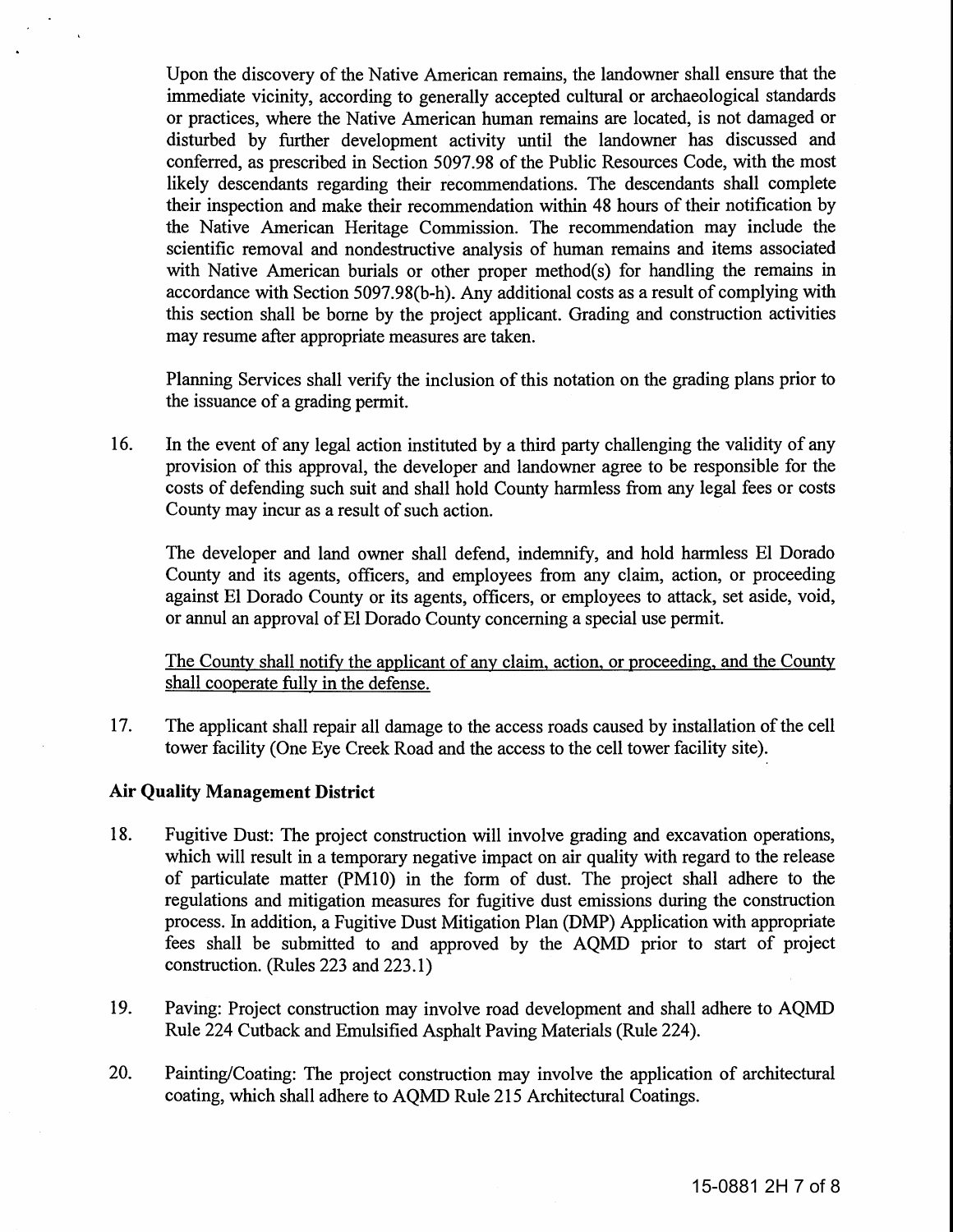Upon the discovery of the Native American remains, the landowner shall ensure that the immediate vicinity, according to generally accepted cultural or archaeological standards or practices, where the Native American human remains are located, is not damaged or disturbed by further development activity until the landowner has discussed and conferred, as prescribed in Section 5097.98 of the Public Resources Code, with the most likely descendants regarding their recommendations. The descendants shall complete their inspection and make their recommendation within 48 hours of their notification by the Native American Heritage Commission. The recommendation may include the scientific removal and nondestructive analysis of human remains and items associated with Native American burials or other proper method(s) for handling the remains in accordance with Section 5097.98(b-h). Any additional costs as a result of complying with this section shall be borne by the project applicant. Grading and construction activities may resume after appropriate measures are taken.

Planning Services shall verify the inclusion of this notation on the grading plans prior to the issuance of a grading permit.

16. In the event of any legal action instituted by a third party challenging the validity of any provision of this approval, the developer and landowner agree to be responsible for the costs of defending such suit and shall hold County harmless from any legal fees or costs County may incur as a result of such action.

    The developer and land owner shall defend, indemnify, and hold harmless El Dorado County and its agents, officers, and employees from any claim, action, or proceeding against El Dorado County or its agents, officers, or employees to attack, set aside, void, or annul an approval of El Dorado County concerning a special use permit.

    <u>The County shall notify the applicant of any claim, action, or proceeding, and the County shall cooperate fully in the defense.</u>

17. The applicant shall repair all damage to the access roads caused by installation of the cell tower facility (One Eye Creek Road and the access to the cell tower facility site).

**Air Quality Management District**

18. Fugitive Dust: The project construction will involve grading and excavation operations, which will result in a temporary negative impact on air quality with regard to the release of particulate matter (PM10) in the form of dust. The project shall adhere to the regulations and mitigation measures for fugitive dust emissions during the construction process. In addition, a Fugitive Dust Mitigation Plan (DMP) Application with appropriate fees shall be submitted to and approved by the AQMD prior to start of project construction. (Rules 223 and 223.1)

19. Paving: Project construction may involve road development and shall adhere to AQMD Rule 224 Cutback and Emulsified Asphalt Paving Materials (Rule 224).

20. Painting/Coating: The project construction may involve the application of architectural coating, which shall adhere to AQMD Rule 215 Architectural Coatings.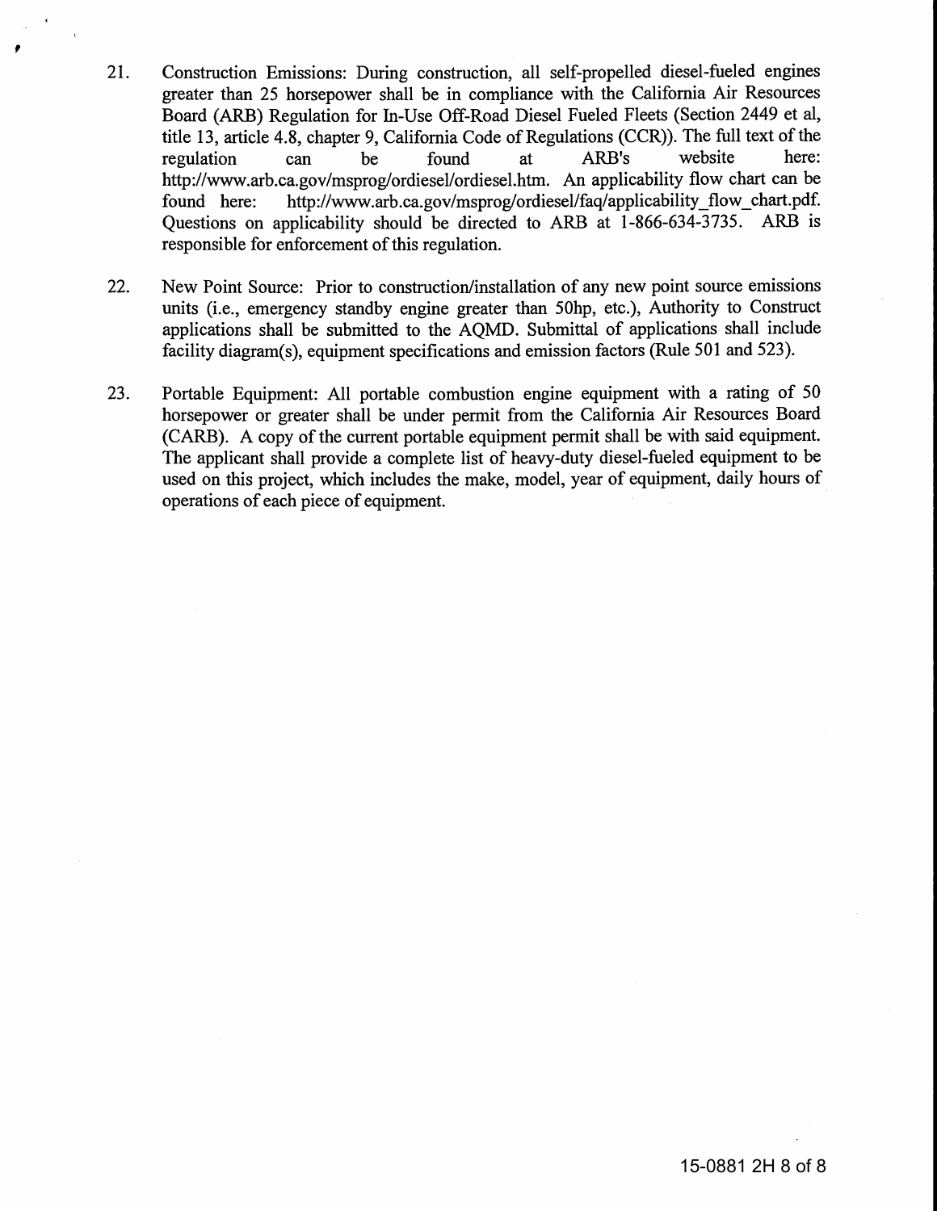21. Construction Emissions: During construction, all self-propelled diesel-fueled engines greater than 25 horsepower shall be in compliance with the California Air Resources Board (ARB) Regulation for In-Use Off-Road Diesel Fueled Fleets (Section 2449 et al, title 13, article 4.8, chapter 9, California Code of Regulations (CCR)). The full text of the regulation can be found at ARB's website here: http://www.arb.ca.gov/msprog/ordiesel/ordiesel.htm. An applicability flow chart can be found here: http://www.arb.ca.gov/msprog/ordiesel/faq/applicability_flow_chart.pdf. Questions on applicability should be directed to ARB at 1-866-634-3735. ARB is responsible for enforcement of this regulation.

22. New Point Source: Prior to construction/installation of any new point source emissions units (i.e., emergency standby engine greater than 50hp, etc.), Authority to Construct applications shall be submitted to the AQMD. Submittal of applications shall include facility diagram(s), equipment specifications and emission factors (Rule 501 and 523).

23. Portable Equipment: All portable combustion engine equipment with a rating of 50 horsepower or greater shall be under permit from the California Air Resources Board (CARB). A copy of the current portable equipment permit shall be with said equipment. The applicant shall provide a complete list of heavy-duty diesel-fueled equipment to be used on this project, which includes the make, model, year of equipment, daily hours of operations of each piece of equipment.